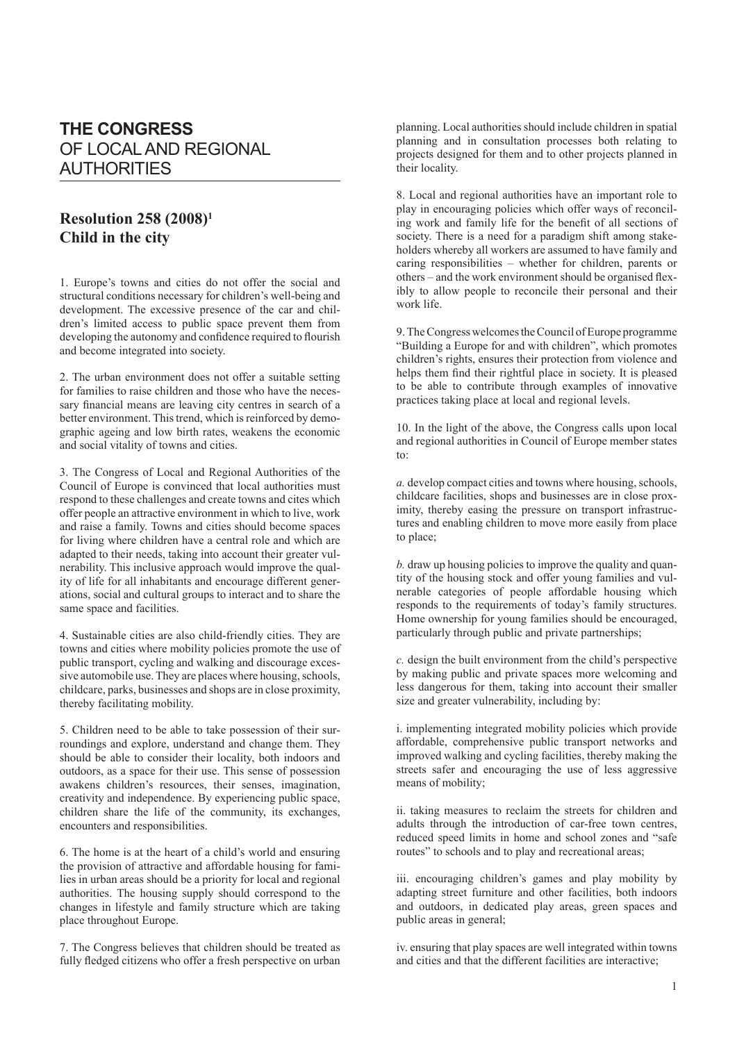# THE CONGRESS OF LOCAL AND REGIONAL AUTHORITIES

## Resolution 258 (2008)[1] Child in the city

1. Europe's towns and cities do not offer the social and structural conditions necessary for children's well-being and development. The excessive presence of the car and children's limited access to public space prevent them from developing the autonomy and confidence required to flourish and become integrated into society.

2. The urban environment does not offer a suitable setting for families to raise children and those who have the necessary financial means are leaving city centres in search of a better environment. This trend, which is reinforced by demographic ageing and low birth rates, weakens the economic and social vitality of towns and cities.

3. The Congress of Local and Regional Authorities of the Council of Europe is convinced that local authorities must respond to these challenges and create towns and cites which offer people an attractive environment in which to live, work and raise a family. Towns and cities should become spaces for living where children have a central role and which are adapted to their needs, taking into account their greater vulnerability. This inclusive approach would improve the quality of life for all inhabitants and encourage different generations, social and cultural groups to interact and to share the same space and facilities.

4. Sustainable cities are also child-friendly cities. They are towns and cities where mobility policies promote the use of public transport, cycling and walking and discourage excessive automobile use. They are places where housing, schools, childcare, parks, businesses and shops are in close proximity, thereby facilitating mobility.

5. Children need to be able to take possession of their surroundings and explore, understand and change them. They should be able to consider their locality, both indoors and outdoors, as a space for their use. This sense of possession awakens children's resources, their senses, imagination, creativity and independence. By experiencing public space, children share the life of the community, its exchanges, encounters and responsibilities.

6. The home is at the heart of a child's world and ensuring the provision of attractive and affordable housing for families in urban areas should be a priority for local and regional authorities. The housing supply should correspond to the changes in lifestyle and family structure which are taking place throughout Europe.

7. The Congress believes that children should be treated as fully fledged citizens who offer a fresh perspective on urban planning. Local authorities should include children in spatial planning and in consultation processes both relating to projects designed for them and to other projects planned in their locality.

8. Local and regional authorities have an important role to play in encouraging policies which offer ways of reconciling work and family life for the benefit of all sections of society. There is a need for a paradigm shift among stakeholders whereby all workers are assumed to have family and caring responsibilities – whether for children, parents or others – and the work environment should be organised flexibly to allow people to reconcile their personal and their work life.

9. The Congress welcomes the Council of Europe programme "Building a Europe for and with children", which promotes children's rights, ensures their protection from violence and helps them find their rightful place in society. It is pleased to be able to contribute through examples of innovative practices taking place at local and regional levels.

10. In the light of the above, the Congress calls upon local and regional authorities in Council of Europe member states to:

*a.* develop compact cities and towns where housing, schools, childcare facilities, shops and businesses are in close proximity, thereby easing the pressure on transport infrastructures and enabling children to move more easily from place to place;

*b.* draw up housing policies to improve the quality and quantity of the housing stock and offer young families and vulnerable categories of people affordable housing which responds to the requirements of today's family structures. Home ownership for young families should be encouraged, particularly through public and private partnerships;

*c.* design the built environment from the child's perspective by making public and private spaces more welcoming and less dangerous for them, taking into account their smaller size and greater vulnerability, including by:

i. implementing integrated mobility policies which provide affordable, comprehensive public transport networks and improved walking and cycling facilities, thereby making the streets safer and encouraging the use of less aggressive means of mobility;

ii. taking measures to reclaim the streets for children and adults through the introduction of car-free town centres, reduced speed limits in home and school zones and "safe routes" to schools and to play and recreational areas;

iii. encouraging children's games and play mobility by adapting street furniture and other facilities, both indoors and outdoors, in dedicated play areas, green spaces and public areas in general;

iv. ensuring that play spaces are well integrated within towns and cities and that the different facilities are interactive;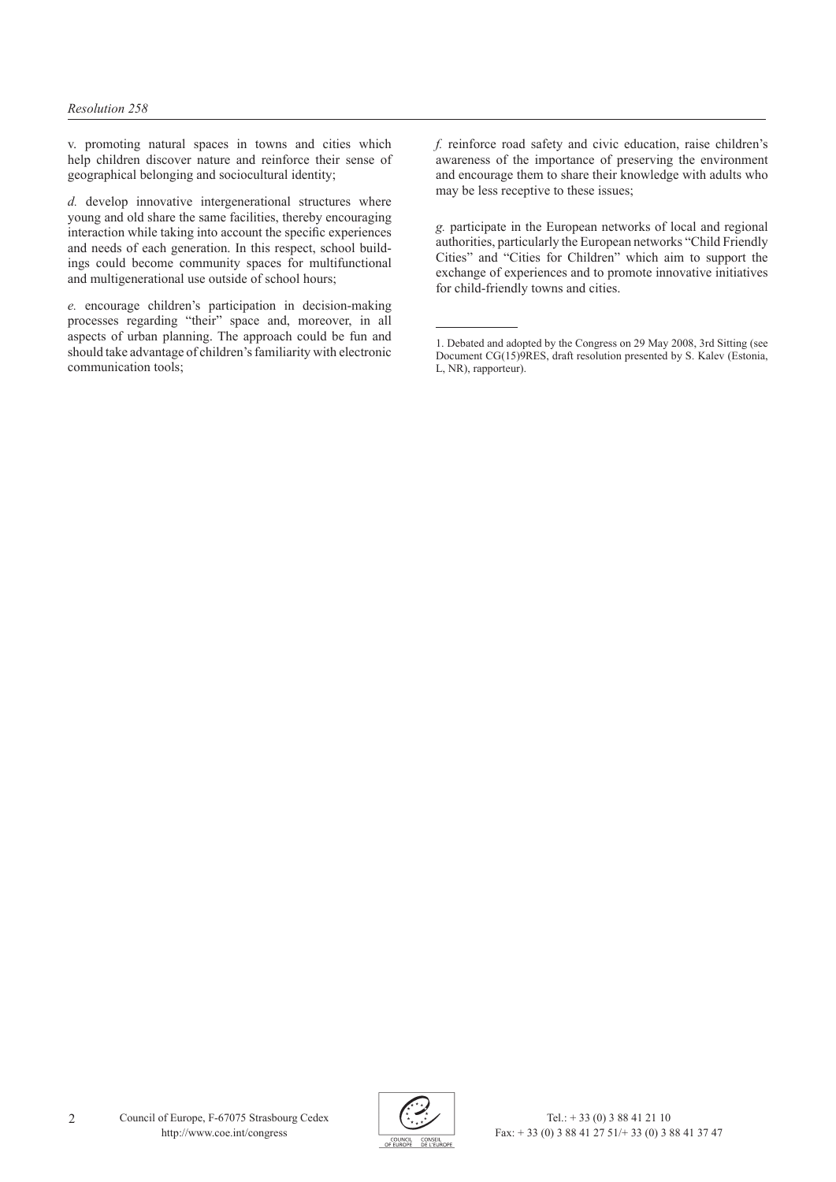v. promoting natural spaces in towns and cities which help children discover nature and reinforce their sense of geographical belonging and sociocultural identity;

*d.* develop innovative intergenerational structures where young and old share the same facilities, thereby encouraging interaction while taking into account the specific experiences and needs of each generation. In this respect, school buildings could become community spaces for multifunctional and multigenerational use outside of school hours;

*e.* encourage children's participation in decision-making processes regarding "their" space and, moreover, in all aspects of urban planning. The approach could be fun and should take advantage of children's familiarity with electronic communication tools;

*f.* reinforce road safety and civic education, raise children's awareness of the importance of preserving the environment and encourage them to share their knowledge with adults who may be less receptive to these issues;

*g.* participate in the European networks of local and regional authorities, particularly the European networks "Child Friendly Cities" and "Cities for Children" which aim to support the exchange of experiences and to promote innovative initiatives for child-friendly towns and cities.

---

1. Debated and adopted by the Congress on 29 May 2008, 3rd Sitting (see Document CG(15)9RES, draft resolution presented by S. Kalev (Estonia, L, NR), rapporteur).

Council of Europe, F-67075 Strasbourg Cedex
http://www.coe.int/congress

Tel.: + 33 (0) 3 88 41 21 10
Fax: + 33 (0) 3 88 41 27 51/+ 33 (0) 3 88 41 37 47